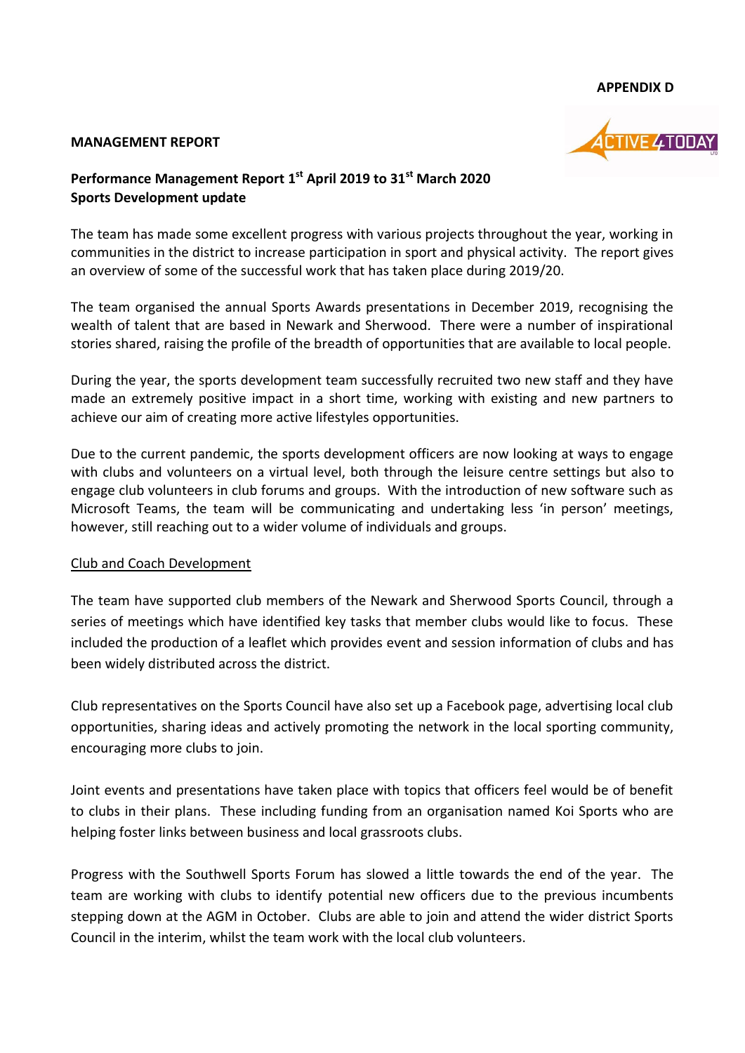**APPENDIX D**

**MANAGEMENT REPORT**

**Performance Management Report 1st April 2019 to 31st March 2020**
**Sports Development update**

The team has made some excellent progress with various projects throughout the year, working in communities in the district to increase participation in sport and physical activity. The report gives an overview of some of the successful work that has taken place during 2019/20.

The team organised the annual Sports Awards presentations in December 2019, recognising the wealth of talent that are based in Newark and Sherwood. There were a number of inspirational stories shared, raising the profile of the breadth of opportunities that are available to local people.

During the year, the sports development team successfully recruited two new staff and they have made an extremely positive impact in a short time, working with existing and new partners to achieve our aim of creating more active lifestyles opportunities.

Due to the current pandemic, the sports development officers are now looking at ways to engage with clubs and volunteers on a virtual level, both through the leisure centre settings but also to engage club volunteers in club forums and groups. With the introduction of new software such as Microsoft Teams, the team will be communicating and undertaking less 'in person' meetings, however, still reaching out to a wider volume of individuals and groups.

Club and Coach Development

The team have supported club members of the Newark and Sherwood Sports Council, through a series of meetings which have identified key tasks that member clubs would like to focus. These included the production of a leaflet which provides event and session information of clubs and has been widely distributed across the district.

Club representatives on the Sports Council have also set up a Facebook page, advertising local club opportunities, sharing ideas and actively promoting the network in the local sporting community, encouraging more clubs to join.

Joint events and presentations have taken place with topics that officers feel would be of benefit to clubs in their plans. These including funding from an organisation named Koi Sports who are helping foster links between business and local grassroots clubs.

Progress with the Southwell Sports Forum has slowed a little towards the end of the year. The team are working with clubs to identify potential new officers due to the previous incumbents stepping down at the AGM in October. Clubs are able to join and attend the wider district Sports Council in the interim, whilst the team work with the local club volunteers.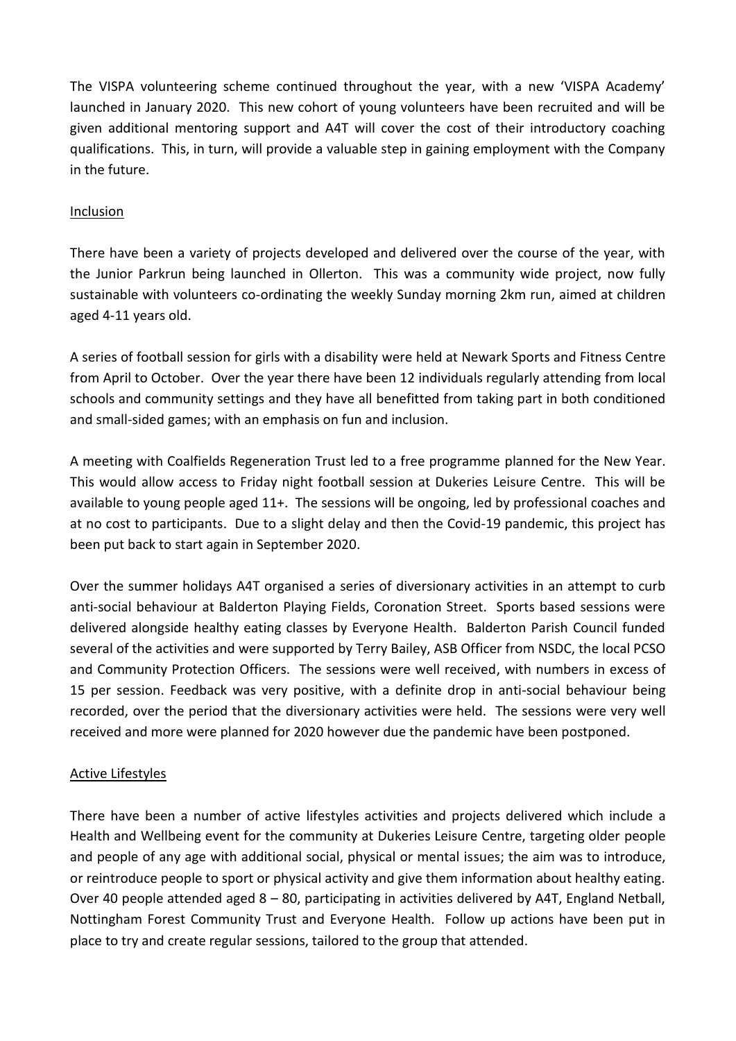The VISPA volunteering scheme continued throughout the year, with a new 'VISPA Academy' launched in January 2020. This new cohort of young volunteers have been recruited and will be given additional mentoring support and A4T will cover the cost of their introductory coaching qualifications. This, in turn, will provide a valuable step in gaining employment with the Company in the future.

## Inclusion

There have been a variety of projects developed and delivered over the course of the year, with the Junior Parkrun being launched in Ollerton. This was a community wide project, now fully sustainable with volunteers co-ordinating the weekly Sunday morning 2km run, aimed at children aged 4-11 years old.

A series of football session for girls with a disability were held at Newark Sports and Fitness Centre from April to October. Over the year there have been 12 individuals regularly attending from local schools and community settings and they have all benefitted from taking part in both conditioned and small-sided games; with an emphasis on fun and inclusion.

A meeting with Coalfields Regeneration Trust led to a free programme planned for the New Year. This would allow access to Friday night football session at Dukeries Leisure Centre. This will be available to young people aged 11+. The sessions will be ongoing, led by professional coaches and at no cost to participants. Due to a slight delay and then the Covid-19 pandemic, this project has been put back to start again in September 2020.

Over the summer holidays A4T organised a series of diversionary activities in an attempt to curb anti-social behaviour at Balderton Playing Fields, Coronation Street. Sports based sessions were delivered alongside healthy eating classes by Everyone Health. Balderton Parish Council funded several of the activities and were supported by Terry Bailey, ASB Officer from NSDC, the local PCSO and Community Protection Officers. The sessions were well received, with numbers in excess of 15 per session. Feedback was very positive, with a definite drop in anti-social behaviour being recorded, over the period that the diversionary activities were held. The sessions were very well received and more were planned for 2020 however due the pandemic have been postponed.

## Active Lifestyles

There have been a number of active lifestyles activities and projects delivered which include a Health and Wellbeing event for the community at Dukeries Leisure Centre, targeting older people and people of any age with additional social, physical or mental issues; the aim was to introduce, or reintroduce people to sport or physical activity and give them information about healthy eating. Over 40 people attended aged 8 – 80, participating in activities delivered by A4T, England Netball, Nottingham Forest Community Trust and Everyone Health. Follow up actions have been put in place to try and create regular sessions, tailored to the group that attended.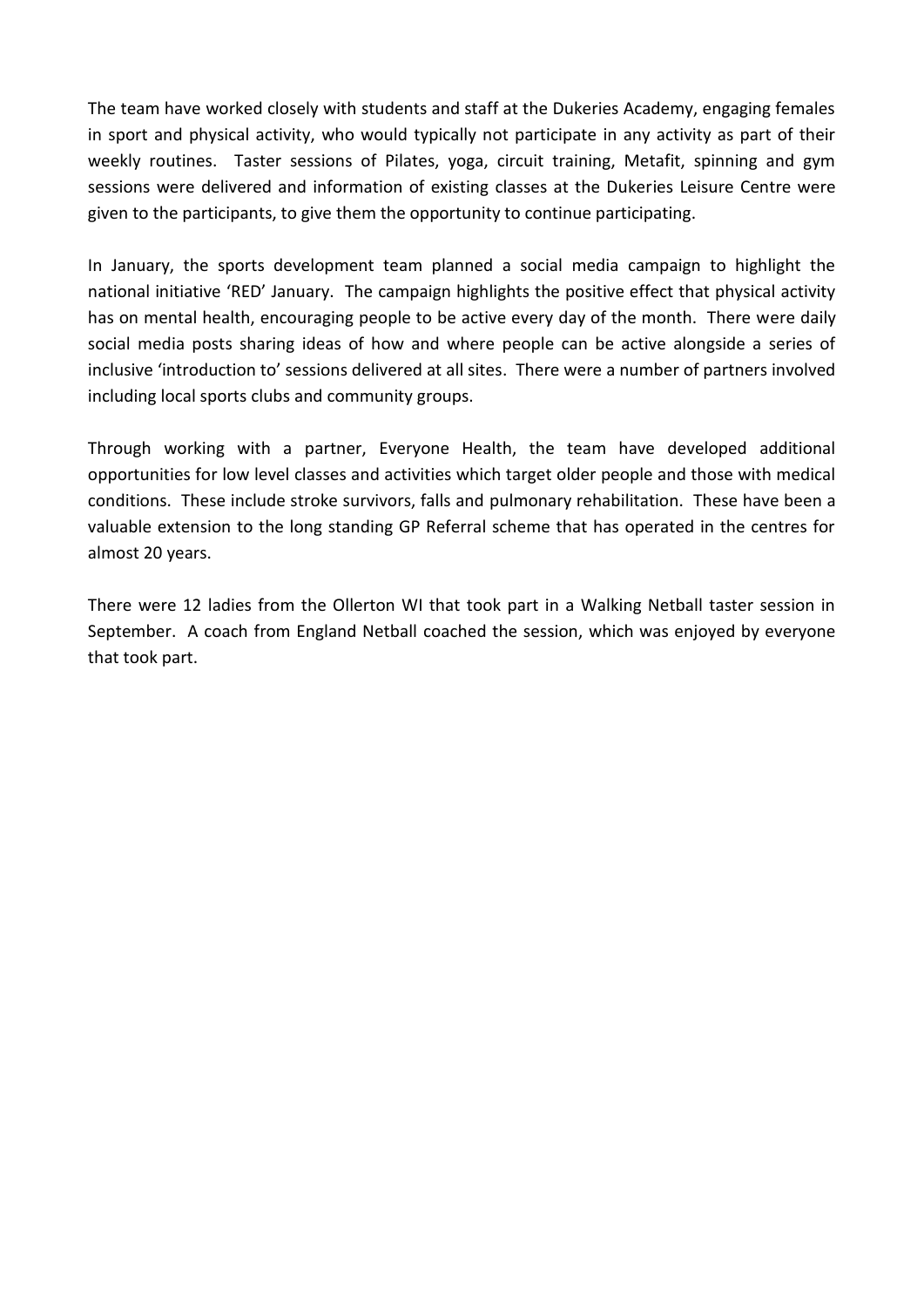The team have worked closely with students and staff at the Dukeries Academy, engaging females in sport and physical activity, who would typically not participate in any activity as part of their weekly routines. Taster sessions of Pilates, yoga, circuit training, Metafit, spinning and gym sessions were delivered and information of existing classes at the Dukeries Leisure Centre were given to the participants, to give them the opportunity to continue participating.

In January, the sports development team planned a social media campaign to highlight the national initiative 'RED' January. The campaign highlights the positive effect that physical activity has on mental health, encouraging people to be active every day of the month. There were daily social media posts sharing ideas of how and where people can be active alongside a series of inclusive 'introduction to' sessions delivered at all sites. There were a number of partners involved including local sports clubs and community groups.

Through working with a partner, Everyone Health, the team have developed additional opportunities for low level classes and activities which target older people and those with medical conditions. These include stroke survivors, falls and pulmonary rehabilitation. These have been a valuable extension to the long standing GP Referral scheme that has operated in the centres for almost 20 years.

There were 12 ladies from the Ollerton WI that took part in a Walking Netball taster session in September. A coach from England Netball coached the session, which was enjoyed by everyone that took part.